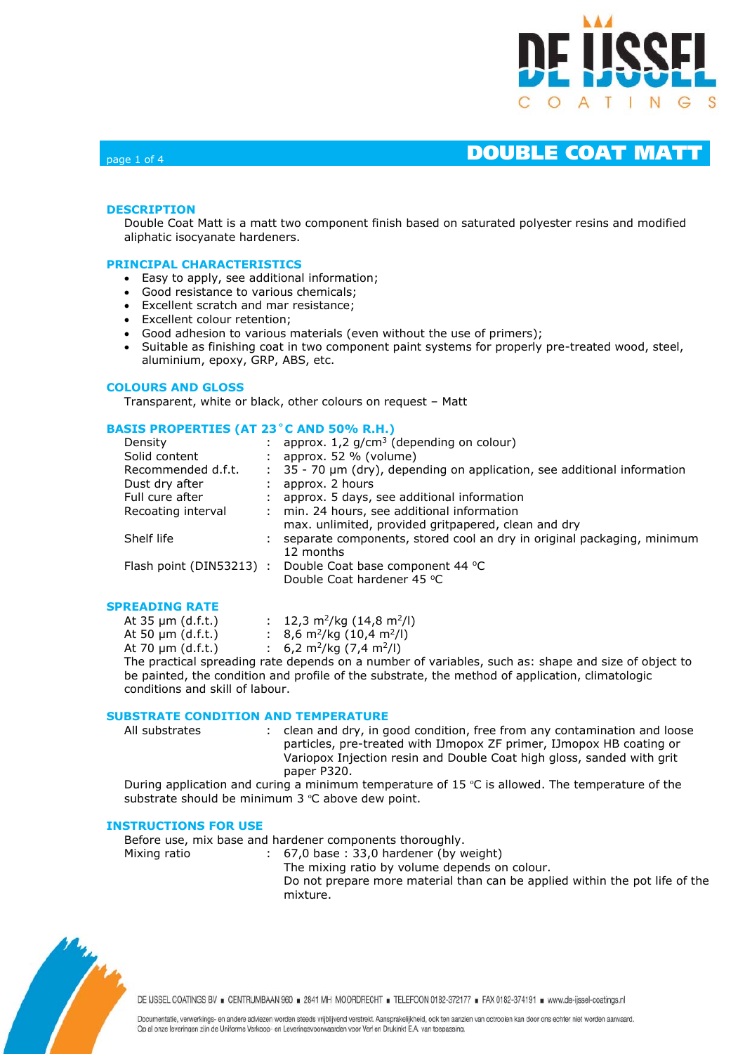# DOUBLE COAT MATT

## DESCRIPTION

Double Coat Matt is a matt two component finish based on saturated polyester resins and modified aliphatic isocyanate hardeners.

## PRINCIPAL CHARACTERISTICS

- Easy to apply, see additional information;
- Good resistance to various chemicals;
- Excellent scratch and mar resistance;
- Excellent colour retention;
- Good adhesion to various materials (even without the use of primers);
- Suitable as finishing coat in two component paint systems for properly pre-treated wood, steel, aluminium, epoxy, GRP, ABS, etc.

## COLOURS AND GLOSS

Transparent, white or black, other colours on request – Matt

## BASIS PROPERTIES (AT 23˚C AND 50% R.H.)

| | | |
|---|---|---|
| Density | : | approx. 1,2 g/cm$^3$ (depending on colour) |
| Solid content | : | approx. 52 % (volume) |
| Recommended d.f.t. | : | 35 - 70 µm (dry), depending on application, see additional information |
| Dust dry after | : | approx. 2 hours |
| Full cure after | : | approx. 5 days, see additional information |
| Recoating interval | : | min. 24 hours, see additional information<br>max. unlimited, provided gritpapered, clean and dry |
| Shelf life | : | separate components, stored cool an dry in original packaging, minimum 12 months |
| Flash point (DIN53213) | : | Double Coat base component 44 ºC<br>Double Coat hardener 45 ºC |

## SPREADING RATE

| | | |
|---|---|---|
| At 35 µm (d.f.t.) | : | 12,3 m$^2$/kg (14,8 m$^2$/l) |
| At 50 µm (d.f.t.) | : | 8,6 m$^2$/kg (10,4 m$^2$/l) |
| At 70 µm (d.f.t.) | : | 6,2 m$^2$/kg (7,4 m$^2$/l) |

The practical spreading rate depends on a number of variables, such as: shape and size of object to be painted, the condition and profile of the substrate, the method of application, climatologic conditions and skill of labour.

## SUBSTRATE CONDITION AND TEMPERATURE

| | | |
|---|---|---|
| All substrates | : | clean and dry, in good condition, free from any contamination and loose particles, pre-treated with IJmopox ZF primer, IJmopox HB coating or Variopox Injection resin and Double Coat high gloss, sanded with grit paper P320. |

During application and curing a minimum temperature of 15 ºC is allowed. The temperature of the substrate should be minimum 3 ºC above dew point.

## INSTRUCTIONS FOR USE

Before use, mix base and hardener components thoroughly.

| | | |
|---|---|---|
| Mixing ratio | : | 67,0 base : 33,0 hardener (by weight)<br>The mixing ratio by volume depends on colour.<br>Do not prepare more material than can be applied within the pot life of the mixture. |

DE IJSSEL COATINGS BV ■ CENTRUMBAAN 960 ■ 2841 MH MOORDRECHT ■ TELEFOON 0182-372177 ■ FAX 0182-374191 ■ www.de-ijssel-coatings.nl

Documentatie, verwerkings- en andere adviezen worden steeds vrijblijvend verstrekt. Aansprakelijkheid, ook ten aanzien van octrooien kan door ons echter niet worden aanvaard. Op al onze leveringen zijn de Uniforme Verkoop- en Leveringsvoorwaarden voor Verf en Drukinkt E.A. van toepassing.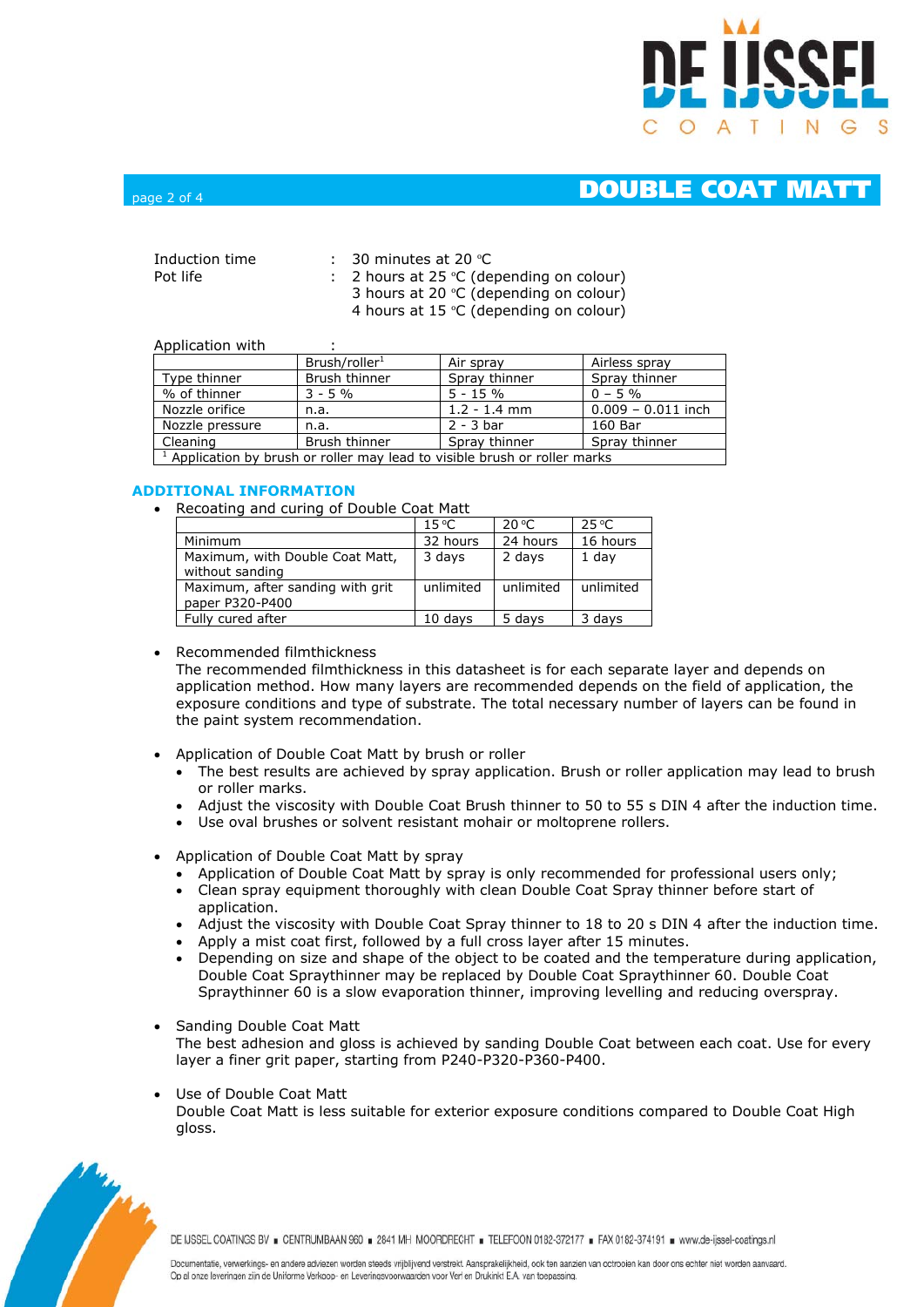Induction time : 30 minutes at 20 °C
Pot life : 2 hours at 25 °C (depending on colour)
3 hours at 20 °C (depending on colour)
4 hours at 15 °C (depending on colour)

Application with :

| | Brush/roller[1] | Air spray | Airless spray |
|---|---|---|---|
| Type thinner | Brush thinner | Spray thinner | Spray thinner |
| % of thinner | 3 - 5 % | 5 - 15 % | 0 – 5 % |
| Nozzle orifice | n.a. | 1.2 - 1.4 mm | 0.009 – 0.011 inch |
| Nozzle pressure | n.a. | 2 - 3 bar | 160 Bar |
| Cleaning | Brush thinner | Spray thinner | Spray thinner |

[1] Application by brush or roller may lead to visible brush or roller marks

## ADDITIONAL INFORMATION

- Recoating and curing of Double Coat Matt

| | 15 °C | 20 °C | 25 °C |
|---|---|---|---|
| Minimum | 32 hours | 24 hours | 16 hours |
| Maximum, with Double Coat Matt, without sanding | 3 days | 2 days | 1 day |
| Maximum, after sanding with grit paper P320-P400 | unlimited | unlimited | unlimited |
| Fully cured after | 10 days | 5 days | 3 days |

- Recommended filmthickness
  The recommended filmthickness in this datasheet is for each separate layer and depends on application method. How many layers are recommended depends on the field of application, the exposure conditions and type of substrate. The total necessary number of layers can be found in the paint system recommendation.

- Application of Double Coat Matt by brush or roller
  - The best results are achieved by spray application. Brush or roller application may lead to brush or roller marks.
  - Adjust the viscosity with Double Coat Brush thinner to 50 to 55 s DIN 4 after the induction time.
  - Use oval brushes or solvent resistant mohair or moltoprene rollers.

- Application of Double Coat Matt by spray
  - Application of Double Coat Matt by spray is only recommended for professional users only;
  - Clean spray equipment thoroughly with clean Double Coat Spray thinner before start of application.
  - Adjust the viscosity with Double Coat Spray thinner to 18 to 20 s DIN 4 after the induction time.
  - Apply a mist coat first, followed by a full cross layer after 15 minutes.
  - Depending on size and shape of the object to be coated and the temperature during application, Double Coat Spraythinner may be replaced by Double Coat Spraythinner 60. Double Coat Spraythinner 60 is a slow evaporation thinner, improving levelling and reducing overspray.

- Sanding Double Coat Matt
  The best adhesion and gloss is achieved by sanding Double Coat between each coat. Use for every layer a finer grit paper, starting from P240-P320-P360-P400.

- Use of Double Coat Matt
  Double Coat Matt is less suitable for exterior exposure conditions compared to Double Coat High gloss.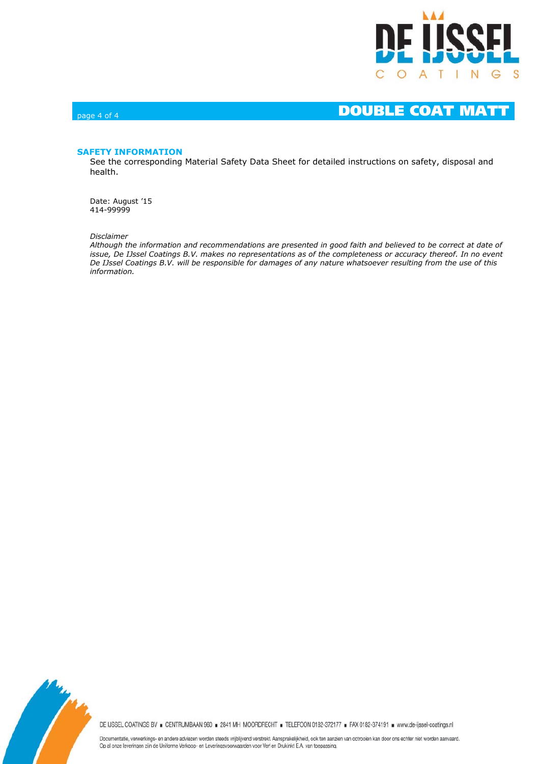## SAFETY INFORMATION

See the corresponding Material Safety Data Sheet for detailed instructions on safety, disposal and health.

Date: August '15
414-99999

*Disclaimer*
*Although the information and recommendations are presented in good faith and believed to be correct at date of issue, De IJssel Coatings B.V. makes no representations as of the completeness or accuracy thereof. In no event De IJssel Coatings B.V. will be responsible for damages of any nature whatsoever resulting from the use of this information.*